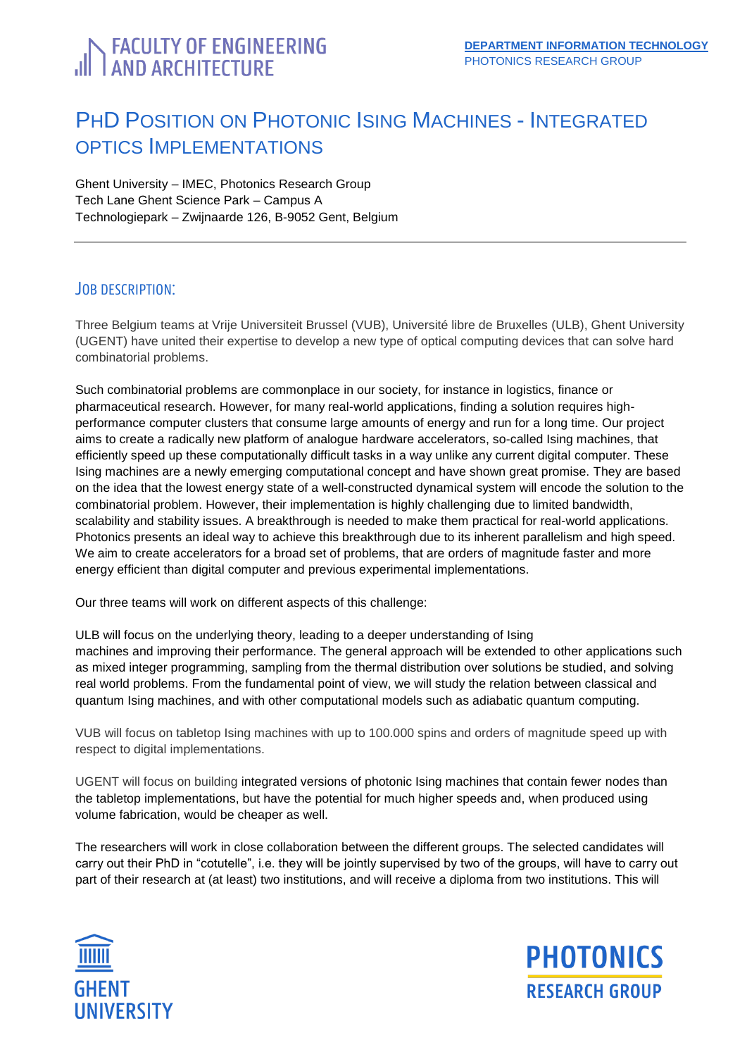FACULTY OF ENGINEERING AND ARCHITECTURE

DEPARTMENT INFORMATION TECHNOLOGY
PHOTONICS RESEARCH GROUP

# PhD Position on Photonic Ising Machines - Integrated Optics Implementations

Ghent University – IMEC, Photonics Research Group
Tech Lane Ghent Science Park – Campus A
Technologiepark – Zwijnaarde 126, B-9052 Gent, Belgium

---

## Job description:

Three Belgium teams at Vrije Universiteit Brussel (VUB), Université libre de Bruxelles (ULB), Ghent University (UGENT) have united their expertise to develop a new type of optical computing devices that can solve hard combinatorial problems.

Such combinatorial problems are commonplace in our society, for instance in logistics, finance or pharmaceutical research. However, for many real-world applications, finding a solution requires high-performance computer clusters that consume large amounts of energy and run for a long time. Our project aims to create a radically new platform of analogue hardware accelerators, so-called Ising machines, that efficiently speed up these computationally difficult tasks in a way unlike any current digital computer. These Ising machines are a newly emerging computational concept and have shown great promise. They are based on the idea that the lowest energy state of a well-constructed dynamical system will encode the solution to the combinatorial problem. However, their implementation is highly challenging due to limited bandwidth, scalability and stability issues. A breakthrough is needed to make them practical for real-world applications. Photonics presents an ideal way to achieve this breakthrough due to its inherent parallelism and high speed. We aim to create accelerators for a broad set of problems, that are orders of magnitude faster and more energy efficient than digital computer and previous experimental implementations.

Our three teams will work on different aspects of this challenge:

ULB will focus on the underlying theory, leading to a deeper understanding of Ising machines and improving their performance. The general approach will be extended to other applications such as mixed integer programming, sampling from the thermal distribution over solutions be studied, and solving real world problems. From the fundamental point of view, we will study the relation between classical and quantum Ising machines, and with other computational models such as adiabatic quantum computing.

VUB will focus on tabletop Ising machines with up to 100.000 spins and orders of magnitude speed up with respect to digital implementations.

UGENT will focus on building integrated versions of photonic Ising machines that contain fewer nodes than the tabletop implementations, but have the potential for much higher speeds and, when produced using volume fabrication, would be cheaper as well.

The researchers will work in close collaboration between the different groups. The selected candidates will carry out their PhD in "cotutelle", i.e. they will be jointly supervised by two of the groups, will have to carry out part of their research at (at least) two institutions, and will receive a diploma from two institutions. This will

GHENT UNIVERSITY

PHOTONICS RESEARCH GROUP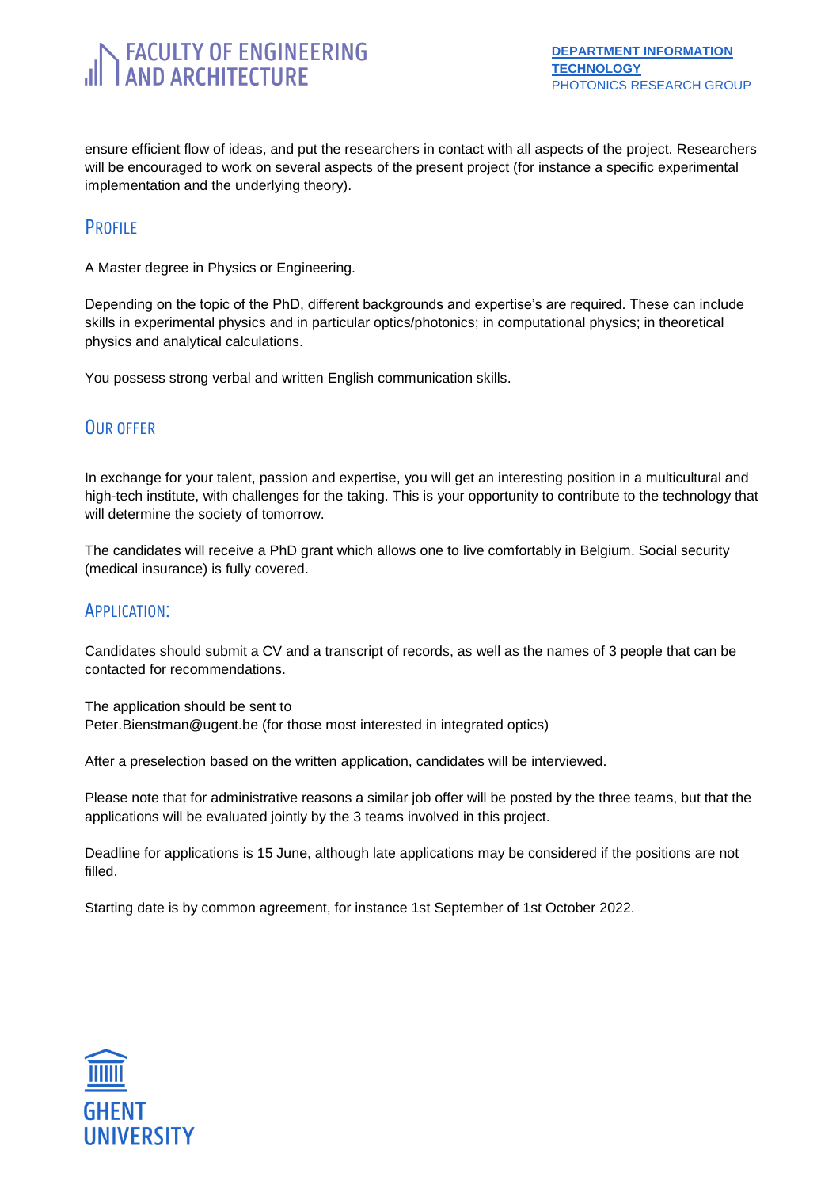ensure efficient flow of ideas, and put the researchers in contact with all aspects of the project. Researchers will be encouraged to work on several aspects of the present project (for instance a specific experimental implementation and the underlying theory).

## Profile

A Master degree in Physics or Engineering.

Depending on the topic of the PhD, different backgrounds and expertise's are required. These can include skills in experimental physics and in particular optics/photonics; in computational physics; in theoretical physics and analytical calculations.

You possess strong verbal and written English communication skills.

## Our offer

In exchange for your talent, passion and expertise, you will get an interesting position in a multicultural and high-tech institute, with challenges for the taking. This is your opportunity to contribute to the technology that will determine the society of tomorrow.

The candidates will receive a PhD grant which allows one to live comfortably in Belgium. Social security (medical insurance) is fully covered.

## Application:

Candidates should submit a CV and a transcript of records, as well as the names of 3 people that can be contacted for recommendations.

The application should be sent to
Peter.Bienstman@ugent.be (for those most interested in integrated optics)

After a preselection based on the written application, candidates will be interviewed.

Please note that for administrative reasons a similar job offer will be posted by the three teams, but that the applications will be evaluated jointly by the 3 teams involved in this project.

Deadline for applications is 15 June, although late applications may be considered if the positions are not filled.

Starting date is by common agreement, for instance 1st September of 1st October 2022.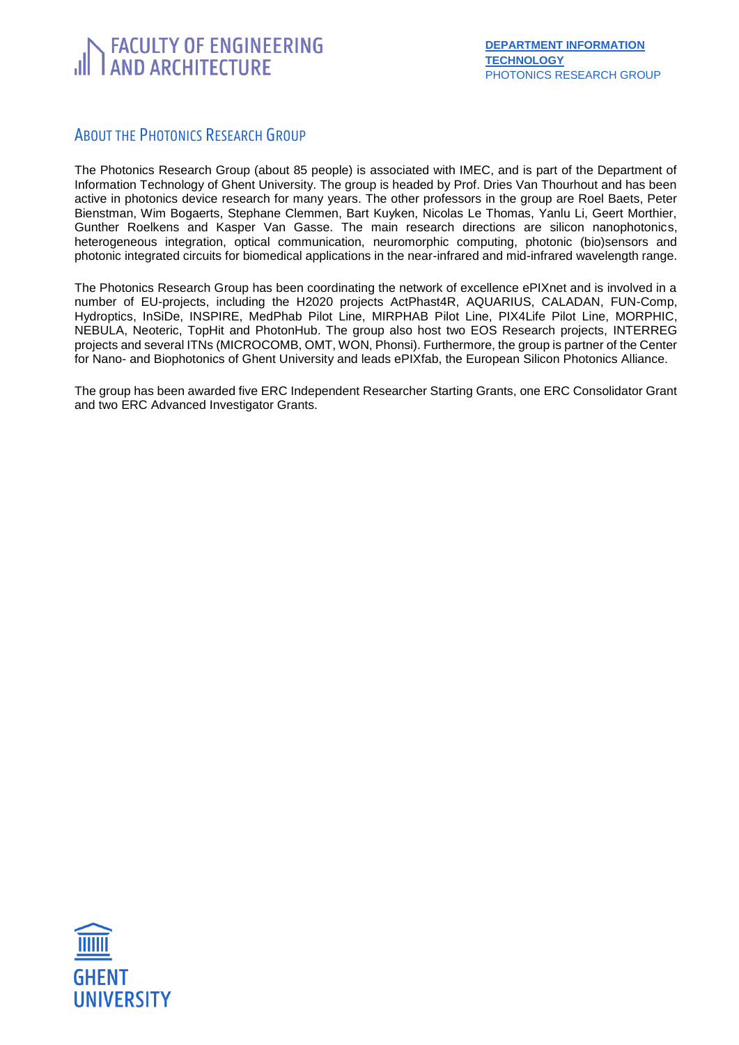## About the Photonics Research Group

The Photonics Research Group (about 85 people) is associated with IMEC, and is part of the Department of Information Technology of Ghent University. The group is headed by Prof. Dries Van Thourhout and has been active in photonics device research for many years. The other professors in the group are Roel Baets, Peter Bienstman, Wim Bogaerts, Stephane Clemmen, Bart Kuyken, Nicolas Le Thomas, Yanlu Li, Geert Morthier, Gunther Roelkens and Kasper Van Gasse. The main research directions are silicon nanophotonics, heterogeneous integration, optical communication, neuromorphic computing, photonic (bio)sensors and photonic integrated circuits for biomedical applications in the near-infrared and mid-infrared wavelength range.

The Photonics Research Group has been coordinating the network of excellence ePIXnet and is involved in a number of EU-projects, including the H2020 projects ActPhast4R, AQUARIUS, CALADAN, FUN-Comp, Hydroptics, InSiDe, INSPIRE, MedPhab Pilot Line, MIRPHAB Pilot Line, PIX4Life Pilot Line, MORPHIC, NEBULA, Neoteric, TopHit and PhotonHub. The group also host two EOS Research projects, INTERREG projects and several ITNs (MICROCOMB, OMT, WON, Phonsi). Furthermore, the group is partner of the Center for Nano- and Biophotonics of Ghent University and leads ePIXfab, the European Silicon Photonics Alliance.

The group has been awarded five ERC Independent Researcher Starting Grants, one ERC Consolidator Grant and two ERC Advanced Investigator Grants.